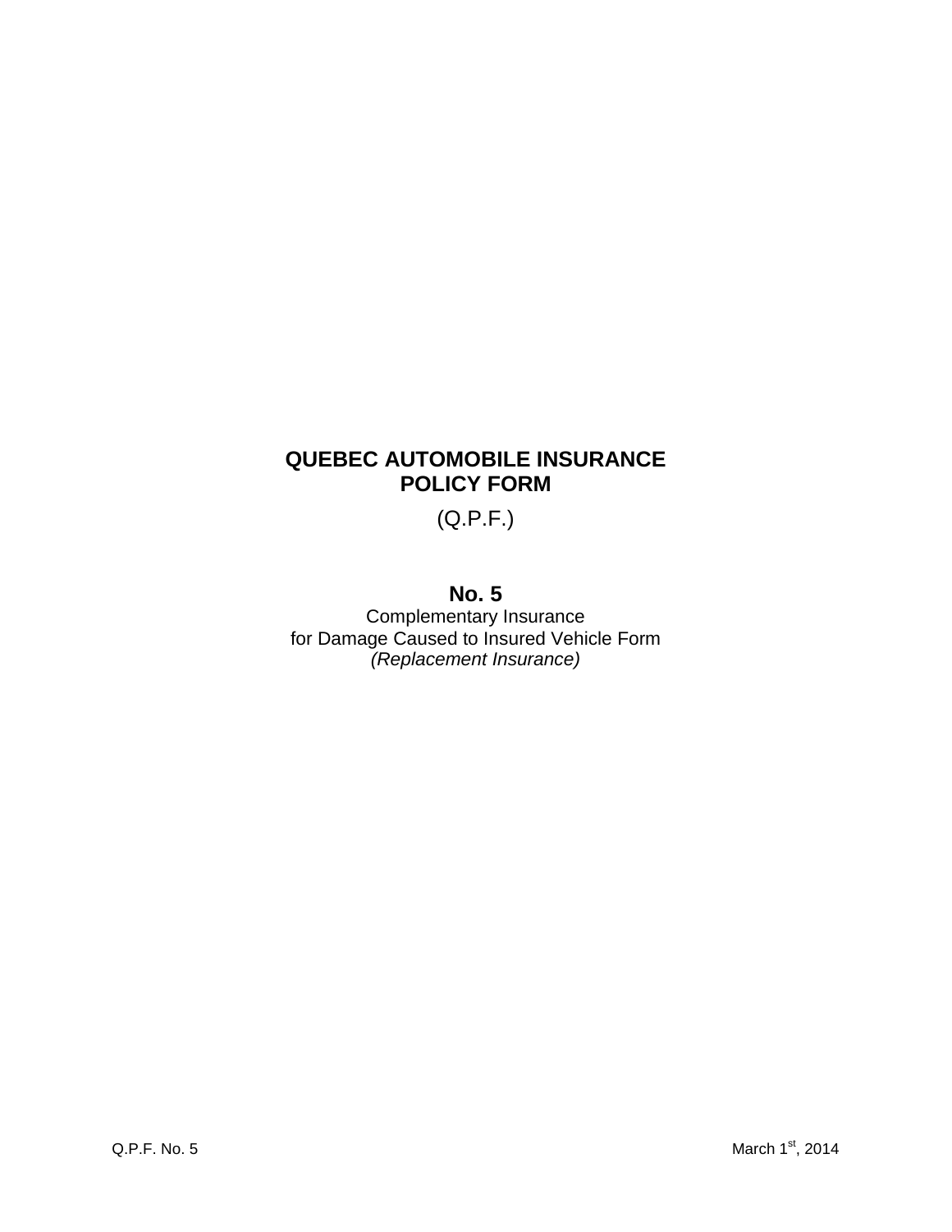# QUEBEC AUTOMOBILE INSURANCE POLICY FORM

(Q.P.F.)

## No. 5

Complementary Insurance
for Damage Caused to Insured Vehicle Form
*(Replacement Insurance)*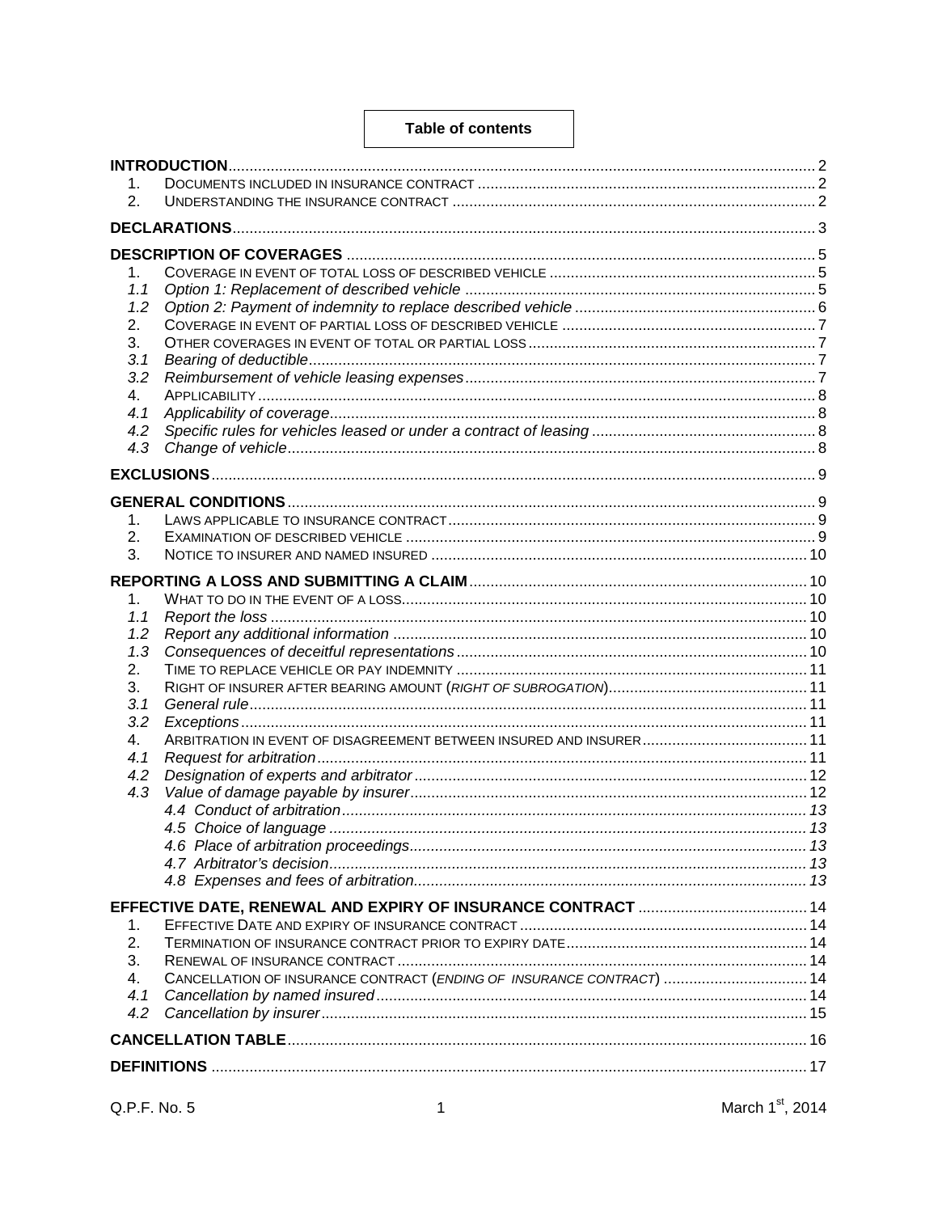# Table of contents

| | | |
|---|---|---|
| **INTRODUCTION** | | 2 |
| 1. | DOCUMENTS INCLUDED IN INSURANCE CONTRACT | 2 |
| 2. | UNDERSTANDING THE INSURANCE CONTRACT | 2 |
| **DECLARATIONS** | | 3 |
| **DESCRIPTION OF COVERAGES** | | 5 |
| 1. | COVERAGE IN EVENT OF TOTAL LOSS OF DESCRIBED VEHICLE | 5 |
| *1.1* | *Option 1: Replacement of described vehicle* | 5 |
| *1.2* | *Option 2: Payment of indemnity to replace described vehicle* | 6 |
| 2. | COVERAGE IN EVENT OF PARTIAL LOSS OF DESCRIBED VEHICLE | 7 |
| 3. | OTHER COVERAGES IN EVENT OF TOTAL OR PARTIAL LOSS | 7 |
| *3.1* | *Bearing of deductible* | 7 |
| *3.2* | *Reimbursement of vehicle leasing expenses* | 7 |
| 4. | APPLICABILITY | 8 |
| *4.1* | *Applicability of coverage* | 8 |
| *4.2* | *Specific rules for vehicles leased or under a contract of leasing* | 8 |
| *4.3* | *Change of vehicle* | 8 |
| **EXCLUSIONS** | | 9 |
| **GENERAL CONDITIONS** | | 9 |
| 1. | LAWS APPLICABLE TO INSURANCE CONTRACT | 9 |
| 2. | EXAMINATION OF DESCRIBED VEHICLE | 9 |
| 3. | NOTICE TO INSURER AND NAMED INSURED | 10 |
| **REPORTING A LOSS AND SUBMITTING A CLAIM** | | 10 |
| 1. | WHAT TO DO IN THE EVENT OF A LOSS | 10 |
| *1.1* | *Report the loss* | 10 |
| *1.2* | *Report any additional information* | 10 |
| *1.3* | *Consequences of deceitful representations* | 10 |
| 2. | TIME TO REPLACE VEHICLE OR PAY INDEMNITY | 11 |
| 3. | RIGHT OF INSURER AFTER BEARING AMOUNT (*RIGHT OF SUBROGATION*) | 11 |
| *3.1* | *General rule* | 11 |
| *3.2* | *Exceptions* | 11 |
| 4. | ARBITRATION IN EVENT OF DISAGREEMENT BETWEEN INSURED AND INSURER | 11 |
| *4.1* | *Request for arbitration* | 11 |
| *4.2* | *Designation of experts and arbitrator* | 12 |
| *4.3* | *Value of damage payable by insurer* | 12 |
| | *4.4 Conduct of arbitration* | 13 |
| | *4.5 Choice of language* | 13 |
| | *4.6 Place of arbitration proceedings* | 13 |
| | *4.7 Arbitrator's decision* | 13 |
| | *4.8 Expenses and fees of arbitration* | 13 |
| **EFFECTIVE DATE, RENEWAL AND EXPIRY OF INSURANCE CONTRACT** | | 14 |
| 1. | EFFECTIVE DATE AND EXPIRY OF INSURANCE CONTRACT | 14 |
| 2. | TERMINATION OF INSURANCE CONTRACT PRIOR TO EXPIRY DATE | 14 |
| 3. | RENEWAL OF INSURANCE CONTRACT | 14 |
| 4. | CANCELLATION OF INSURANCE CONTRACT (*ENDING OF INSURANCE CONTRACT*) | 14 |
| *4.1* | *Cancellation by named insured* | 14 |
| *4.2* | *Cancellation by insurer* | 15 |
| **CANCELLATION TABLE** | | 16 |
| **DEFINITIONS** | | 17 |

Q.P.F. No. 5 March 1st, 2014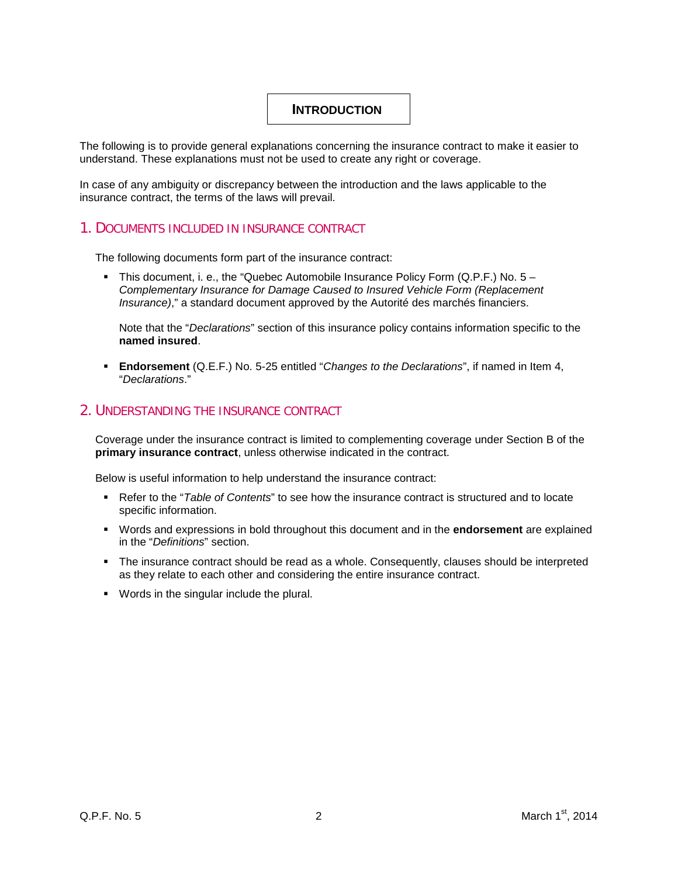# INTRODUCTION

The following is to provide general explanations concerning the insurance contract to make it easier to understand. These explanations must not be used to create any right or coverage.

In case of any ambiguity or discrepancy between the introduction and the laws applicable to the insurance contract, the terms of the laws will prevail.

## 1. DOCUMENTS INCLUDED IN INSURANCE CONTRACT

The following documents form part of the insurance contract:

- This document, i. e., the "Quebec Automobile Insurance Policy Form (Q.P.F.) No. 5 – *Complementary Insurance for Damage Caused to Insured Vehicle Form (Replacement Insurance)*," a standard document approved by the Autorité des marchés financiers.

  Note that the "*Declarations*" section of this insurance policy contains information specific to the **named insured**.

- **Endorsement** (Q.E.F.) No. 5-25 entitled "*Changes to the Declarations*", if named in Item 4, "*Declarations*."

## 2. UNDERSTANDING THE INSURANCE CONTRACT

Coverage under the insurance contract is limited to complementing coverage under Section B of the **primary insurance contract**, unless otherwise indicated in the contract.

Below is useful information to help understand the insurance contract:

- Refer to the "*Table of Contents*" to see how the insurance contract is structured and to locate specific information.
- Words and expressions in bold throughout this document and in the **endorsement** are explained in the "*Definitions*" section.
- The insurance contract should be read as a whole. Consequently, clauses should be interpreted as they relate to each other and considering the entire insurance contract.
- Words in the singular include the plural.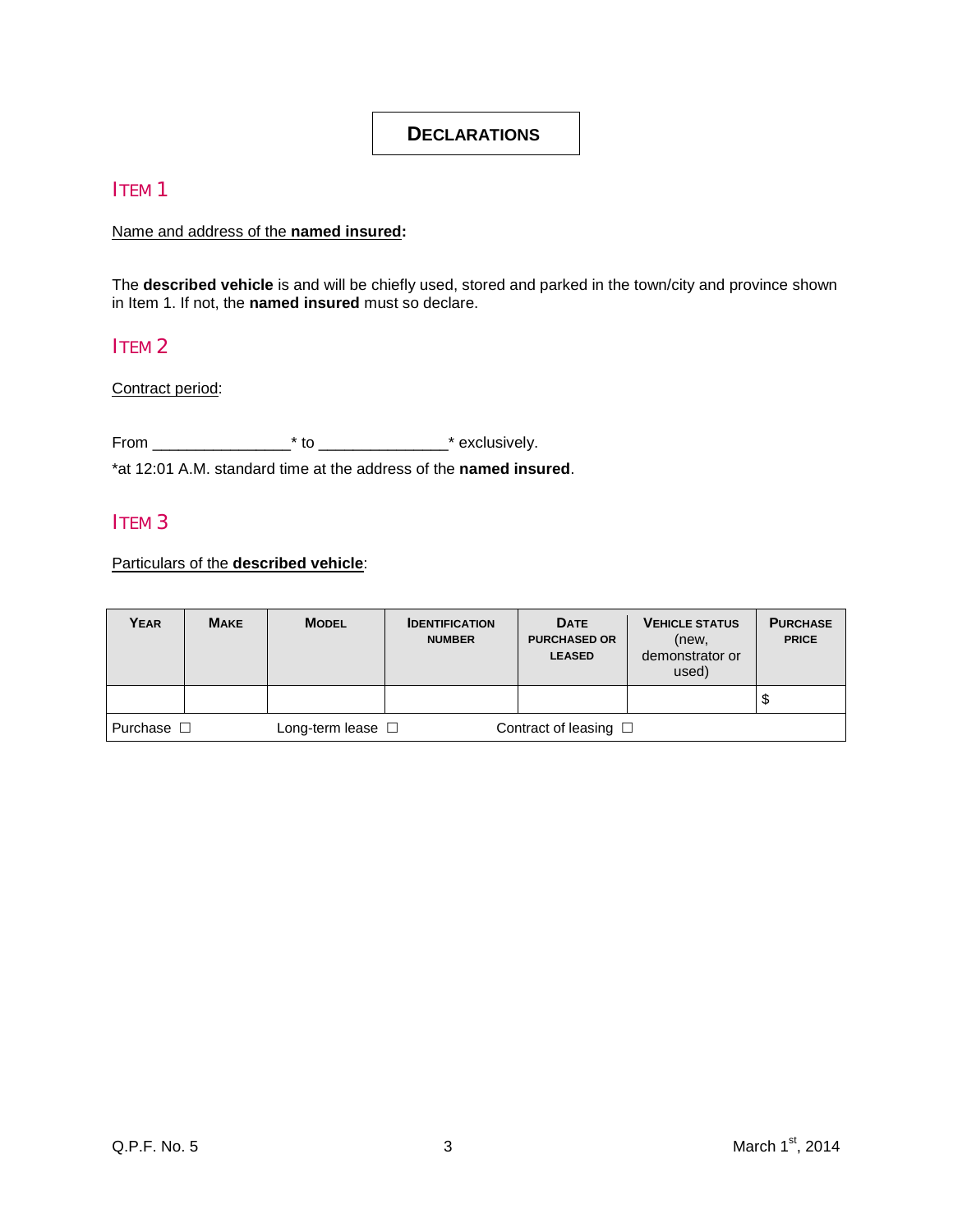# DECLARATIONS

## ITEM 1

Name and address of the **named insured:**

The **described vehicle** is and will be chiefly used, stored and parked in the town/city and province shown in Item 1. If not, the **named insured** must so declare.

## ITEM 2

Contract period:

From _______________* to ______________* exclusively.

*at 12:01 A.M. standard time at the address of the **named insured**.

## ITEM 3

Particulars of the **described vehicle**:

| YEAR | MAKE | MODEL | IDENTIFICATION NUMBER | DATE PURCHASED OR LEASED | VEHICLE STATUS (new, demonstrator or used) | PURCHASE PRICE |
|---|---|---|---|---|---|---|
| | | | | | | $ |
| Purchase ☐ | | Long-term lease ☐ | | Contract of leasing ☐ | | |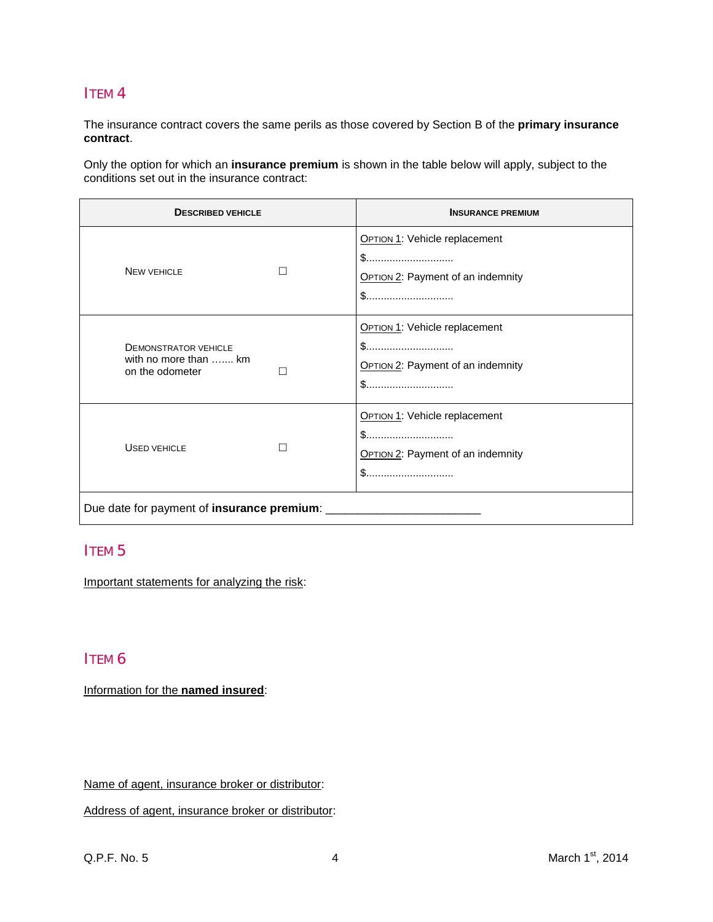## ITEM 4

The insurance contract covers the same perils as those covered by Section B of the **primary insurance contract**.

Only the option for which an **insurance premium** is shown in the table below will apply, subject to the conditions set out in the insurance contract:

| DESCRIBED VEHICLE | INSURANCE PREMIUM |
|---|---|
| NEW VEHICLE ☐ | OPTION 1: Vehicle replacement<br>$..............................<br>OPTION 2: Payment of an indemnity<br>$.............................. |
| DEMONSTRATOR VEHICLE with no more than ....... km on the odometer ☐ | OPTION 1: Vehicle replacement<br>$..............................<br>OPTION 2: Payment of an indemnity<br>$.............................. |
| USED VEHICLE ☐ | OPTION 1: Vehicle replacement<br>$..............................<br>OPTION 2: Payment of an indemnity<br>$.............................. |
| Due date for payment of **insurance premium**: ________________________ | |

## ITEM 5

Important statements for analyzing the risk:

## ITEM 6

Information for the **named insured**:

Name of agent, insurance broker or distributor:

Address of agent, insurance broker or distributor: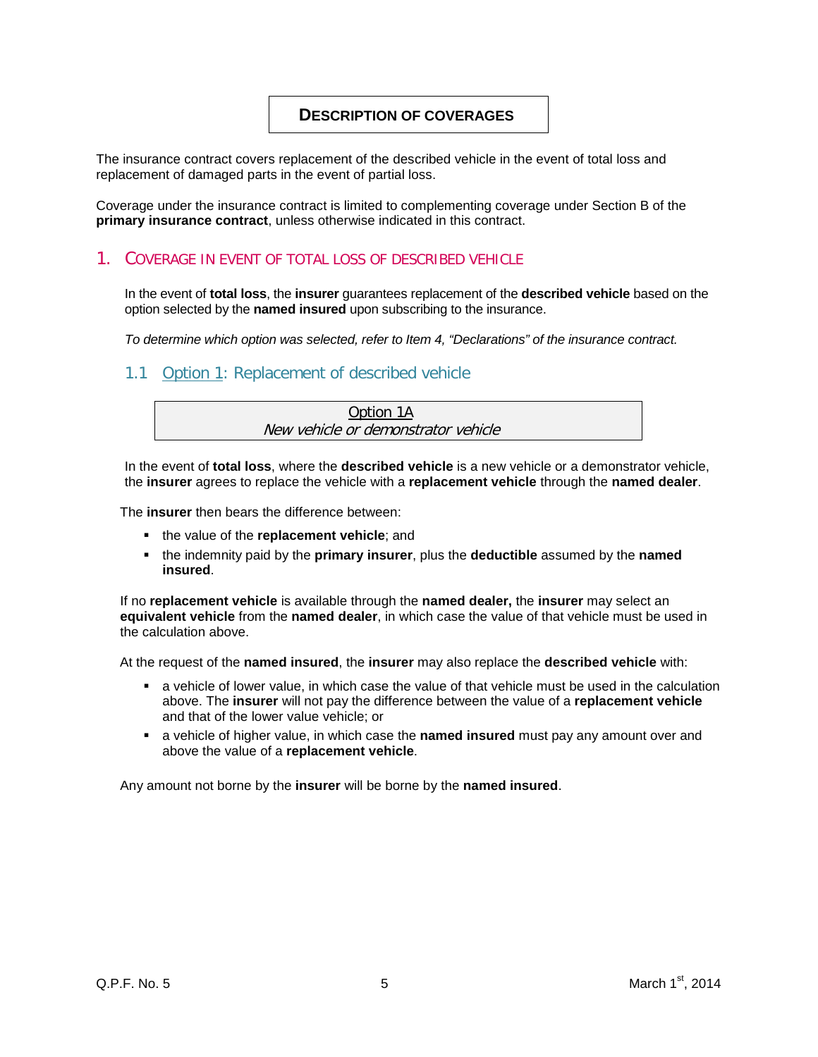# DESCRIPTION OF COVERAGES

The insurance contract covers replacement of the described vehicle in the event of total loss and replacement of damaged parts in the event of partial loss.

Coverage under the insurance contract is limited to complementing coverage under Section B of the **primary insurance contract**, unless otherwise indicated in this contract.

## 1. COVERAGE IN EVENT OF TOTAL LOSS OF DESCRIBED VEHICLE

In the event of **total loss**, the **insurer** guarantees replacement of the **described vehicle** based on the option selected by the **named insured** upon subscribing to the insurance.

*To determine which option was selected, refer to Item 4, "Declarations" of the insurance contract.*

### 1.1 Option 1: Replacement of described vehicle

**Option 1A**
*New vehicle or demonstrator vehicle*

In the event of **total loss**, where the **described vehicle** is a new vehicle or a demonstrator vehicle, the **insurer** agrees to replace the vehicle with a **replacement vehicle** through the **named dealer**.

The **insurer** then bears the difference between:

- the value of the **replacement vehicle**; and
- the indemnity paid by the **primary insurer**, plus the **deductible** assumed by the **named insured**.

If no **replacement vehicle** is available through the **named dealer,** the **insurer** may select an **equivalent vehicle** from the **named dealer**, in which case the value of that vehicle must be used in the calculation above.

At the request of the **named insured**, the **insurer** may also replace the **described vehicle** with:

- a vehicle of lower value, in which case the value of that vehicle must be used in the calculation above. The **insurer** will not pay the difference between the value of a **replacement vehicle** and that of the lower value vehicle; or
- a vehicle of higher value, in which case the **named insured** must pay any amount over and above the value of a **replacement vehicle**.

Any amount not borne by the **insurer** will be borne by the **named insured**.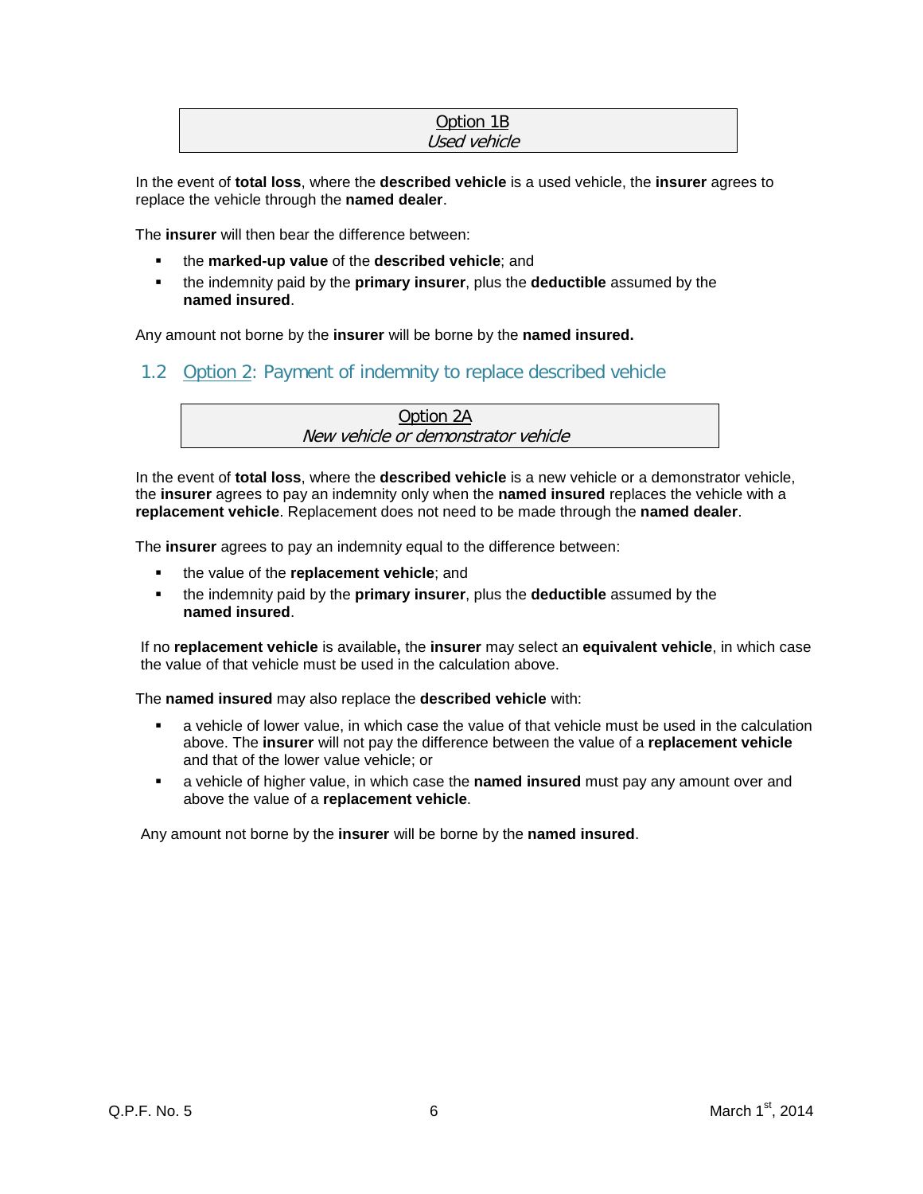**Option 1B**
*Used vehicle*

In the event of **total loss**, where the **described vehicle** is a used vehicle, the **insurer** agrees to replace the vehicle through the **named dealer**.

The **insurer** will then bear the difference between:

- the **marked-up value** of the **described vehicle**; and
- the indemnity paid by the **primary insurer**, plus the **deductible** assumed by the **named insured**.

Any amount not borne by the **insurer** will be borne by the **named insured.**

## 1.2 Option 2: Payment of indemnity to replace described vehicle

**Option 2A**
*New vehicle or demonstrator vehicle*

In the event of **total loss**, where the **described vehicle** is a new vehicle or a demonstrator vehicle, the **insurer** agrees to pay an indemnity only when the **named insured** replaces the vehicle with a **replacement vehicle**. Replacement does not need to be made through the **named dealer**.

The **insurer** agrees to pay an indemnity equal to the difference between:

- the value of the **replacement vehicle**; and
- the indemnity paid by the **primary insurer**, plus the **deductible** assumed by the **named insured**.

If no **replacement vehicle** is available**,** the **insurer** may select an **equivalent vehicle**, in which case the value of that vehicle must be used in the calculation above.

The **named insured** may also replace the **described vehicle** with:

- a vehicle of lower value, in which case the value of that vehicle must be used in the calculation above. The **insurer** will not pay the difference between the value of a **replacement vehicle** and that of the lower value vehicle; or
- a vehicle of higher value, in which case the **named insured** must pay any amount over and above the value of a **replacement vehicle**.

Any amount not borne by the **insurer** will be borne by the **named insured**.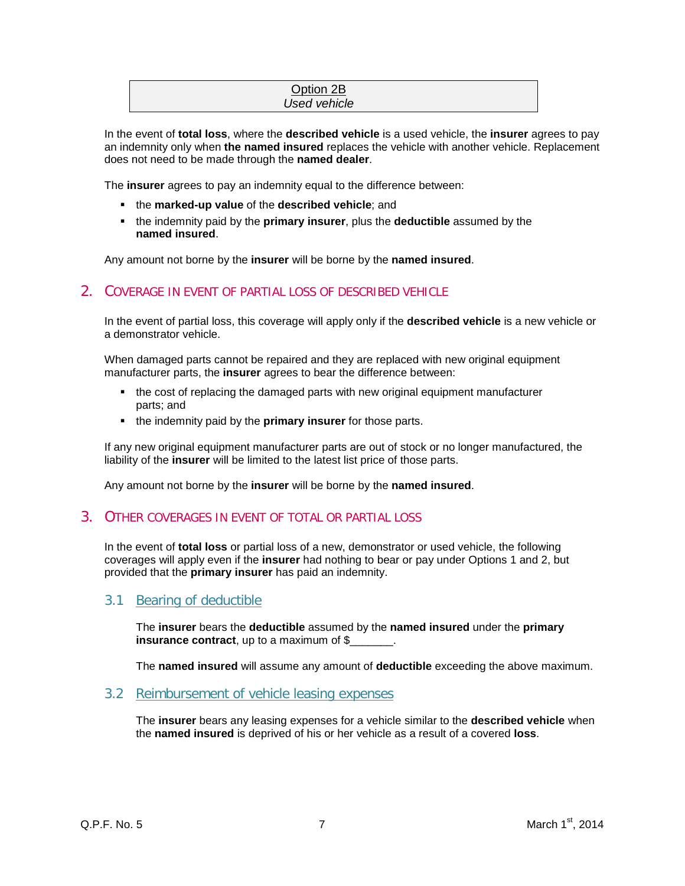**Option 2B**
*Used vehicle*

In the event of **total loss**, where the **described vehicle** is a used vehicle, the **insurer** agrees to pay an indemnity only when **the named insured** replaces the vehicle with another vehicle. Replacement does not need to be made through the **named dealer**.

The **insurer** agrees to pay an indemnity equal to the difference between:

- the **marked-up value** of the **described vehicle**; and
- the indemnity paid by the **primary insurer**, plus the **deductible** assumed by the **named insured**.

Any amount not borne by the **insurer** will be borne by the **named insured**.

## 2. COVERAGE IN EVENT OF PARTIAL LOSS OF DESCRIBED VEHICLE

In the event of partial loss, this coverage will apply only if the **described vehicle** is a new vehicle or a demonstrator vehicle.

When damaged parts cannot be repaired and they are replaced with new original equipment manufacturer parts, the **insurer** agrees to bear the difference between:

- the cost of replacing the damaged parts with new original equipment manufacturer parts; and
- the indemnity paid by the **primary insurer** for those parts.

If any new original equipment manufacturer parts are out of stock or no longer manufactured, the liability of the **insurer** will be limited to the latest list price of those parts.

Any amount not borne by the **insurer** will be borne by the **named insured**.

## 3. OTHER COVERAGES IN EVENT OF TOTAL OR PARTIAL LOSS

In the event of **total loss** or partial loss of a new, demonstrator or used vehicle, the following coverages will apply even if the **insurer** had nothing to bear or pay under Options 1 and 2, but provided that the **primary insurer** has paid an indemnity.

### 3.1 Bearing of deductible

The **insurer** bears the **deductible** assumed by the **named insured** under the **primary insurance contract**, up to a maximum of $_______.

The **named insured** will assume any amount of **deductible** exceeding the above maximum.

### 3.2 Reimbursement of vehicle leasing expenses

The **insurer** bears any leasing expenses for a vehicle similar to the **described vehicle** when the **named insured** is deprived of his or her vehicle as a result of a covered **loss**.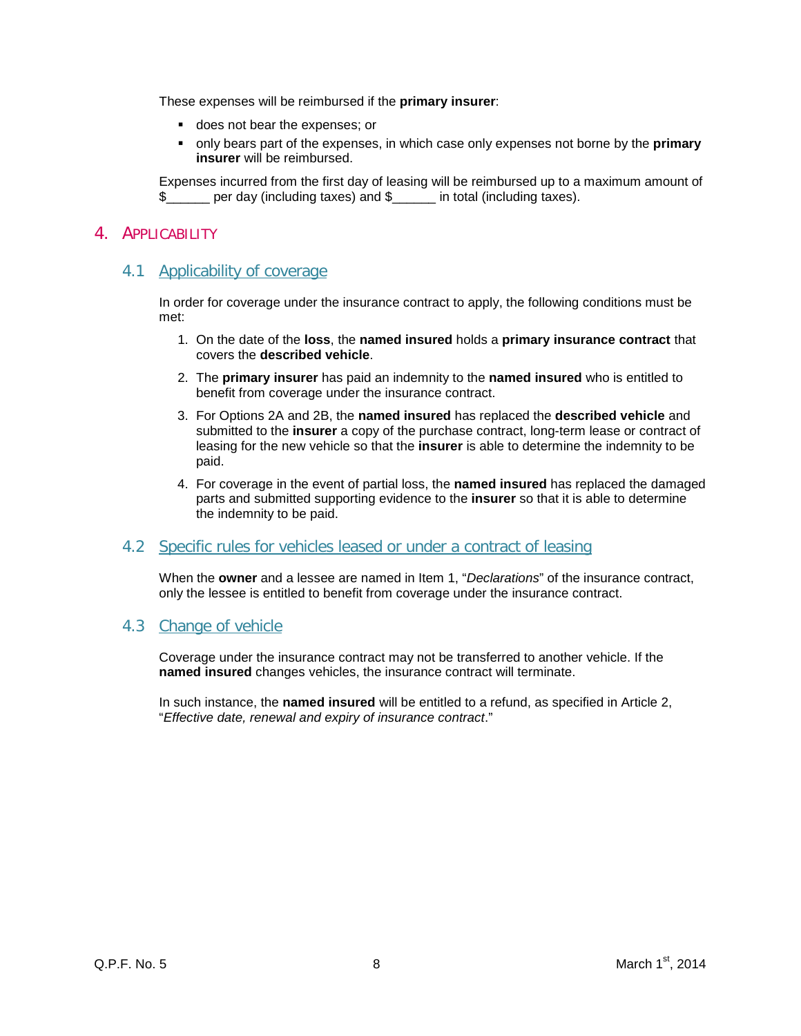These expenses will be reimbursed if the **primary insurer**:

- does not bear the expenses; or
- only bears part of the expenses, in which case only expenses not borne by the **primary insurer** will be reimbursed.

Expenses incurred from the first day of leasing will be reimbursed up to a maximum amount of $______ per day (including taxes) and $______ in total (including taxes).

# 4. APPLICABILITY

## 4.1 Applicability of coverage

In order for coverage under the insurance contract to apply, the following conditions must be met:

1. On the date of the **loss**, the **named insured** holds a **primary insurance contract** that covers the **described vehicle**.
2. The **primary insurer** has paid an indemnity to the **named insured** who is entitled to benefit from coverage under the insurance contract.
3. For Options 2A and 2B, the **named insured** has replaced the **described vehicle** and submitted to the **insurer** a copy of the purchase contract, long-term lease or contract of leasing for the new vehicle so that the **insurer** is able to determine the indemnity to be paid.
4. For coverage in the event of partial loss, the **named insured** has replaced the damaged parts and submitted supporting evidence to the **insurer** so that it is able to determine the indemnity to be paid.

## 4.2 Specific rules for vehicles leased or under a contract of leasing

When the **owner** and a lessee are named in Item 1, "*Declarations*" of the insurance contract, only the lessee is entitled to benefit from coverage under the insurance contract.

## 4.3 Change of vehicle

Coverage under the insurance contract may not be transferred to another vehicle. If the **named insured** changes vehicles, the insurance contract will terminate.

In such instance, the **named insured** will be entitled to a refund, as specified in Article 2, "*Effective date, renewal and expiry of insurance contract*."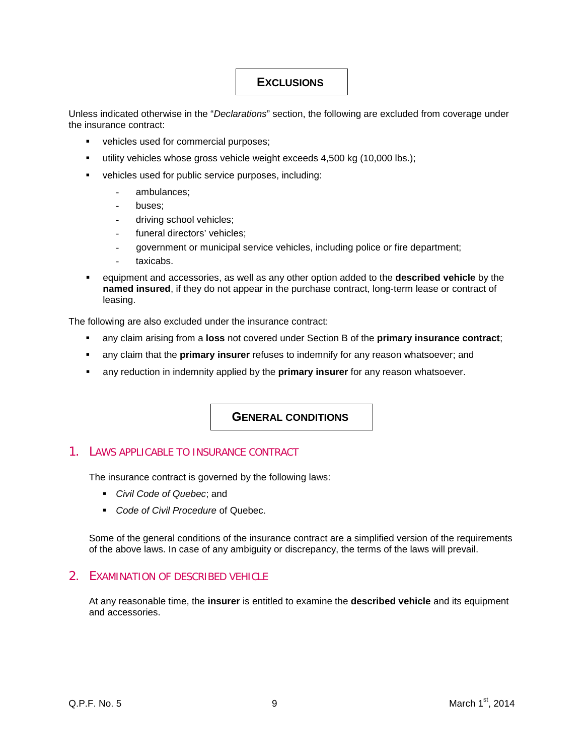# EXCLUSIONS

Unless indicated otherwise in the "*Declarations*" section, the following are excluded from coverage under the insurance contract:

- vehicles used for commercial purposes;
- utility vehicles whose gross vehicle weight exceeds 4,500 kg (10,000 lbs.);
- vehicles used for public service purposes, including:
  - ambulances;
  - buses;
  - driving school vehicles;
  - funeral directors' vehicles;
  - government or municipal service vehicles, including police or fire department;
  - taxicabs.
- equipment and accessories, as well as any other option added to the **described vehicle** by the **named insured**, if they do not appear in the purchase contract, long-term lease or contract of leasing.

The following are also excluded under the insurance contract:

- any claim arising from a **loss** not covered under Section B of the **primary insurance contract**;
- any claim that the **primary insurer** refuses to indemnify for any reason whatsoever; and
- any reduction in indemnity applied by the **primary insurer** for any reason whatsoever.

# GENERAL CONDITIONS

## 1. LAWS APPLICABLE TO INSURANCE CONTRACT

The insurance contract is governed by the following laws:

- *Civil Code of Quebec*; and
- *Code of Civil Procedure* of Quebec.

Some of the general conditions of the insurance contract are a simplified version of the requirements of the above laws. In case of any ambiguity or discrepancy, the terms of the laws will prevail.

## 2. EXAMINATION OF DESCRIBED VEHICLE

At any reasonable time, the **insurer** is entitled to examine the **described vehicle** and its equipment and accessories.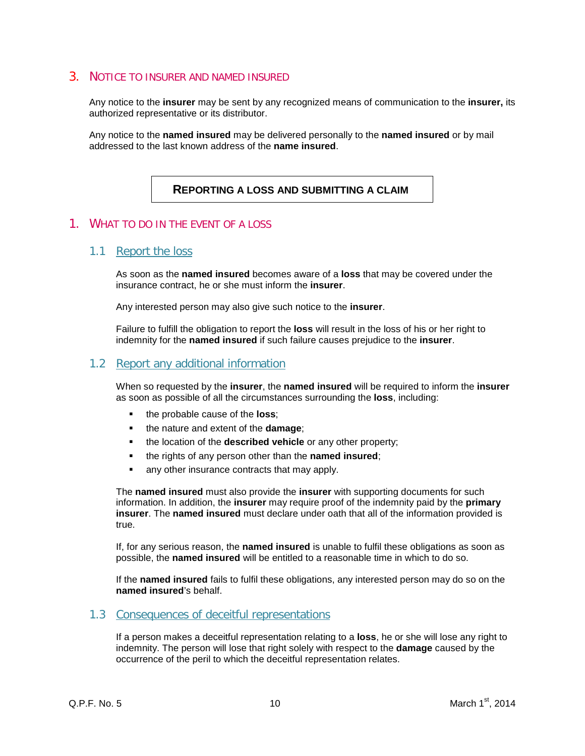## 3. Notice to insurer and named insured

Any notice to the **insurer** may be sent by any recognized means of communication to the **insurer,** its authorized representative or its distributor.

Any notice to the **named insured** may be delivered personally to the **named insured** or by mail addressed to the last known address of the **name insured**.

# Reporting a loss and submitting a claim

## 1. What to do in the event of a loss

### 1.1 Report the loss

As soon as the **named insured** becomes aware of a **loss** that may be covered under the insurance contract, he or she must inform the **insurer**.

Any interested person may also give such notice to the **insurer**.

Failure to fulfill the obligation to report the **loss** will result in the loss of his or her right to indemnity for the **named insured** if such failure causes prejudice to the **insurer**.

### 1.2 Report any additional information

When so requested by the **insurer**, the **named insured** will be required to inform the **insurer** as soon as possible of all the circumstances surrounding the **loss**, including:

- the probable cause of the **loss**;
- the nature and extent of the **damage**;
- the location of the **described vehicle** or any other property;
- the rights of any person other than the **named insured**;
- any other insurance contracts that may apply.

The **named insured** must also provide the **insurer** with supporting documents for such information. In addition, the **insurer** may require proof of the indemnity paid by the **primary insurer**. The **named insured** must declare under oath that all of the information provided is true.

If, for any serious reason, the **named insured** is unable to fulfil these obligations as soon as possible, the **named insured** will be entitled to a reasonable time in which to do so.

If the **named insured** fails to fulfil these obligations, any interested person may do so on the **named insured**'s behalf.

### 1.3 Consequences of deceitful representations

If a person makes a deceitful representation relating to a **loss**, he or she will lose any right to indemnity. The person will lose that right solely with respect to the **damage** caused by the occurrence of the peril to which the deceitful representation relates.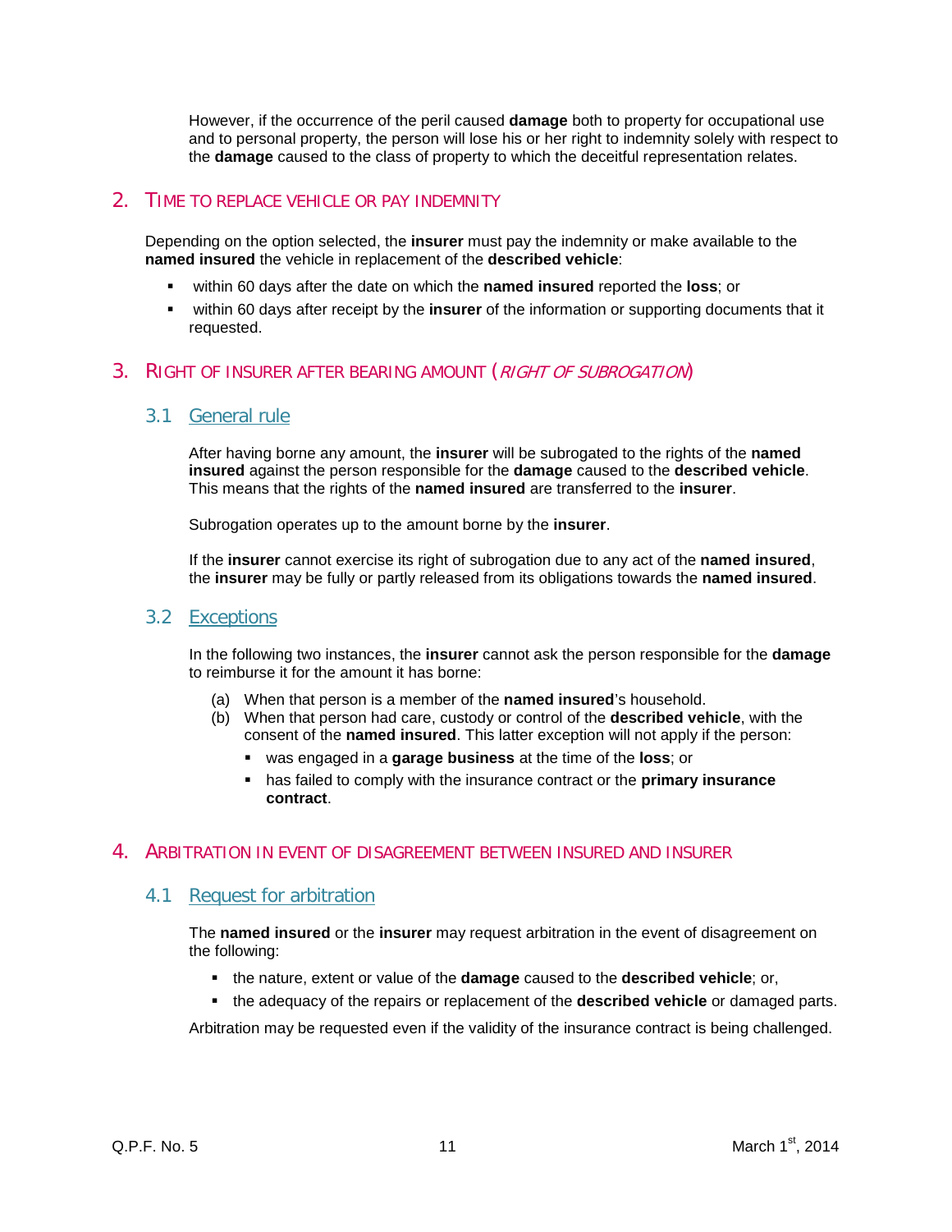However, if the occurrence of the peril caused **damage** both to property for occupational use and to personal property, the person will lose his or her right to indemnity solely with respect to the **damage** caused to the class of property to which the deceitful representation relates.

## 2. TIME TO REPLACE VEHICLE OR PAY INDEMNITY

Depending on the option selected, the **insurer** must pay the indemnity or make available to the **named insured** the vehicle in replacement of the **described vehicle**:

- within 60 days after the date on which the **named insured** reported the **loss**; or
- within 60 days after receipt by the **insurer** of the information or supporting documents that it requested.

## 3. RIGHT OF INSURER AFTER BEARING AMOUNT (*RIGHT OF SUBROGATION*)

### 3.1 General rule

After having borne any amount, the **insurer** will be subrogated to the rights of the **named insured** against the person responsible for the **damage** caused to the **described vehicle**. This means that the rights of the **named insured** are transferred to the **insurer**.

Subrogation operates up to the amount borne by the **insurer**.

If the **insurer** cannot exercise its right of subrogation due to any act of the **named insured**, the **insurer** may be fully or partly released from its obligations towards the **named insured**.

### 3.2 Exceptions

In the following two instances, the **insurer** cannot ask the person responsible for the **damage** to reimburse it for the amount it has borne:

(a) When that person is a member of the **named insured**'s household.

(b) When that person had care, custody or control of the **described vehicle**, with the consent of the **named insured**. This latter exception will not apply if the person:

- was engaged in a **garage business** at the time of the **loss**; or
- has failed to comply with the insurance contract or the **primary insurance contract**.

## 4. ARBITRATION IN EVENT OF DISAGREEMENT BETWEEN INSURED AND INSURER

### 4.1 Request for arbitration

The **named insured** or the **insurer** may request arbitration in the event of disagreement on the following:

- the nature, extent or value of the **damage** caused to the **described vehicle**; or,
- the adequacy of the repairs or replacement of the **described vehicle** or damaged parts.

Arbitration may be requested even if the validity of the insurance contract is being challenged.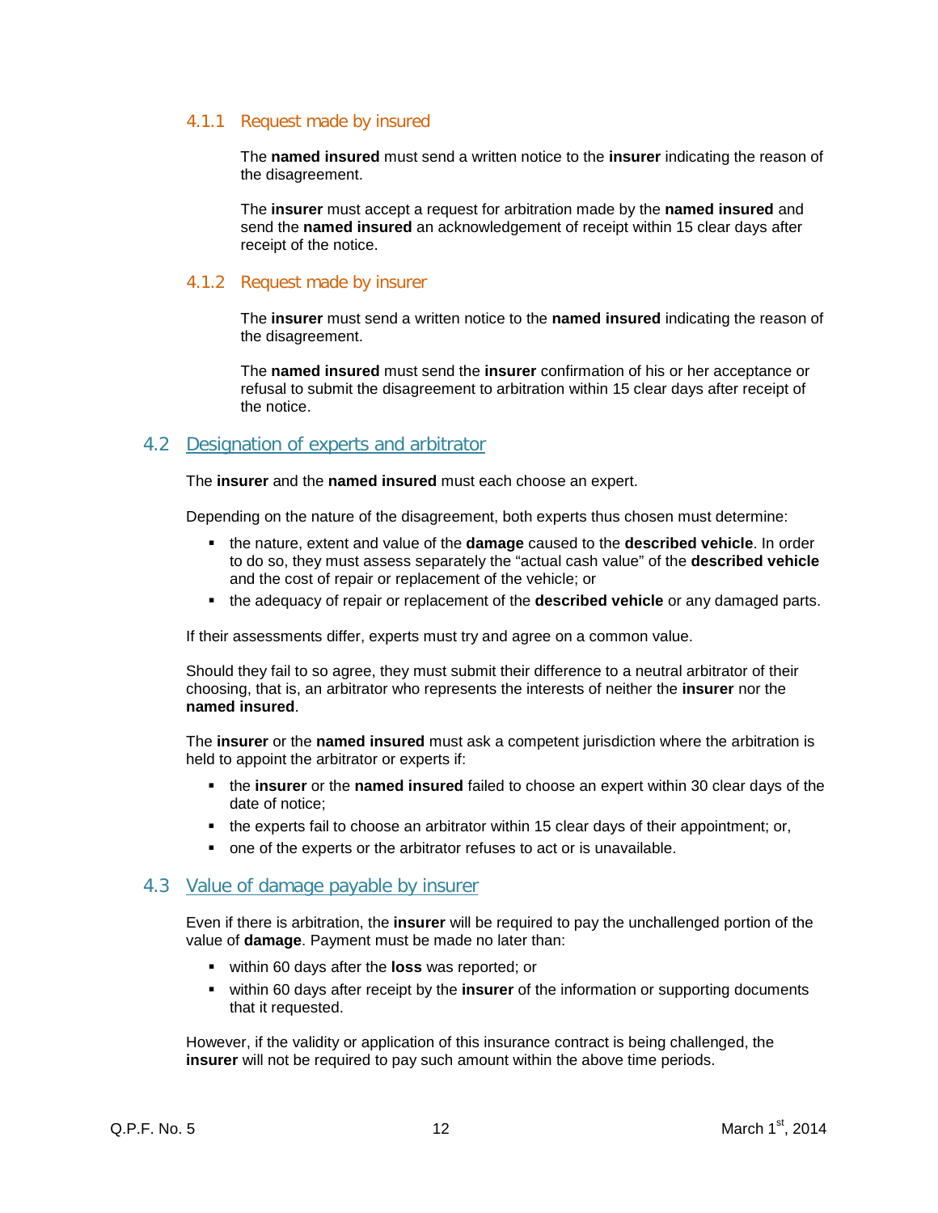#### 4.1.1 Request made by insured

The **named insured** must send a written notice to the **insurer** indicating the reason of the disagreement.

The **insurer** must accept a request for arbitration made by the **named insured** and send the **named insured** an acknowledgement of receipt within 15 clear days after receipt of the notice.

#### 4.1.2 Request made by insurer

The **insurer** must send a written notice to the **named insured** indicating the reason of the disagreement.

The **named insured** must send the **insurer** confirmation of his or her acceptance or refusal to submit the disagreement to arbitration within 15 clear days after receipt of the notice.

### 4.2 Designation of experts and arbitrator

The **insurer** and the **named insured** must each choose an expert.

Depending on the nature of the disagreement, both experts thus chosen must determine:

- the nature, extent and value of the **damage** caused to the **described vehicle**. In order to do so, they must assess separately the "actual cash value" of the **described vehicle** and the cost of repair or replacement of the vehicle; or
- the adequacy of repair or replacement of the **described vehicle** or any damaged parts.

If their assessments differ, experts must try and agree on a common value.

Should they fail to so agree, they must submit their difference to a neutral arbitrator of their choosing, that is, an arbitrator who represents the interests of neither the **insurer** nor the **named insured**.

The **insurer** or the **named insured** must ask a competent jurisdiction where the arbitration is held to appoint the arbitrator or experts if:

- the **insurer** or the **named insured** failed to choose an expert within 30 clear days of the date of notice;
- the experts fail to choose an arbitrator within 15 clear days of their appointment; or,
- one of the experts or the arbitrator refuses to act or is unavailable.

### 4.3 Value of damage payable by insurer

Even if there is arbitration, the **insurer** will be required to pay the unchallenged portion of the value of **damage**. Payment must be made no later than:

- within 60 days after the **loss** was reported; or
- within 60 days after receipt by the **insurer** of the information or supporting documents that it requested.

However, if the validity or application of this insurance contract is being challenged, the **insurer** will not be required to pay such amount within the above time periods.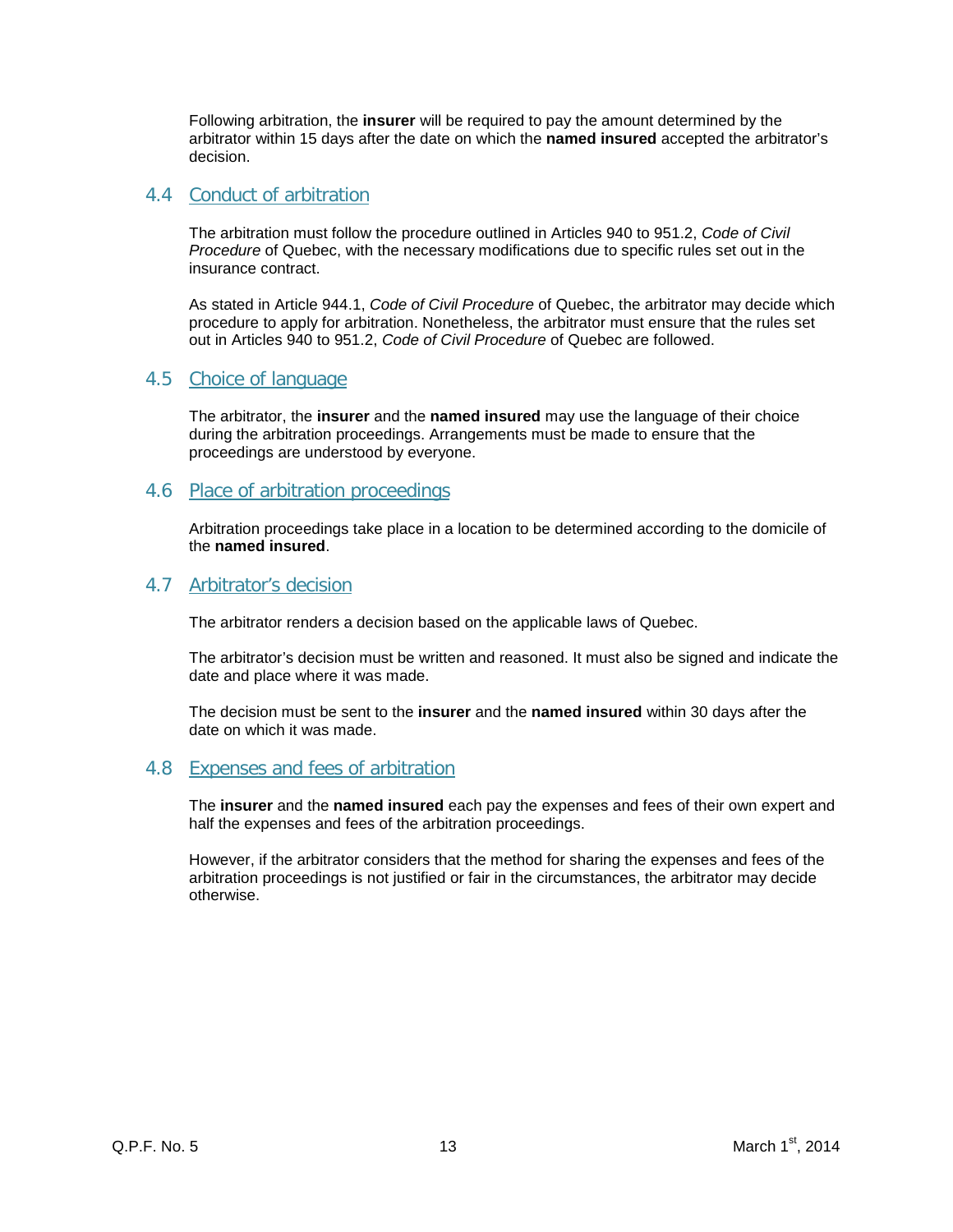Following arbitration, the **insurer** will be required to pay the amount determined by the arbitrator within 15 days after the date on which the **named insured** accepted the arbitrator's decision.

## 4.4 Conduct of arbitration

The arbitration must follow the procedure outlined in Articles 940 to 951.2, *Code of Civil Procedure* of Quebec, with the necessary modifications due to specific rules set out in the insurance contract.

As stated in Article 944.1, *Code of Civil Procedure* of Quebec, the arbitrator may decide which procedure to apply for arbitration. Nonetheless, the arbitrator must ensure that the rules set out in Articles 940 to 951.2, *Code of Civil Procedure* of Quebec are followed.

## 4.5 Choice of language

The arbitrator, the **insurer** and the **named insured** may use the language of their choice during the arbitration proceedings. Arrangements must be made to ensure that the proceedings are understood by everyone.

## 4.6 Place of arbitration proceedings

Arbitration proceedings take place in a location to be determined according to the domicile of the **named insured**.

## 4.7 Arbitrator's decision

The arbitrator renders a decision based on the applicable laws of Quebec.

The arbitrator's decision must be written and reasoned. It must also be signed and indicate the date and place where it was made.

The decision must be sent to the **insurer** and the **named insured** within 30 days after the date on which it was made.

## 4.8 Expenses and fees of arbitration

The **insurer** and the **named insured** each pay the expenses and fees of their own expert and half the expenses and fees of the arbitration proceedings.

However, if the arbitrator considers that the method for sharing the expenses and fees of the arbitration proceedings is not justified or fair in the circumstances, the arbitrator may decide otherwise.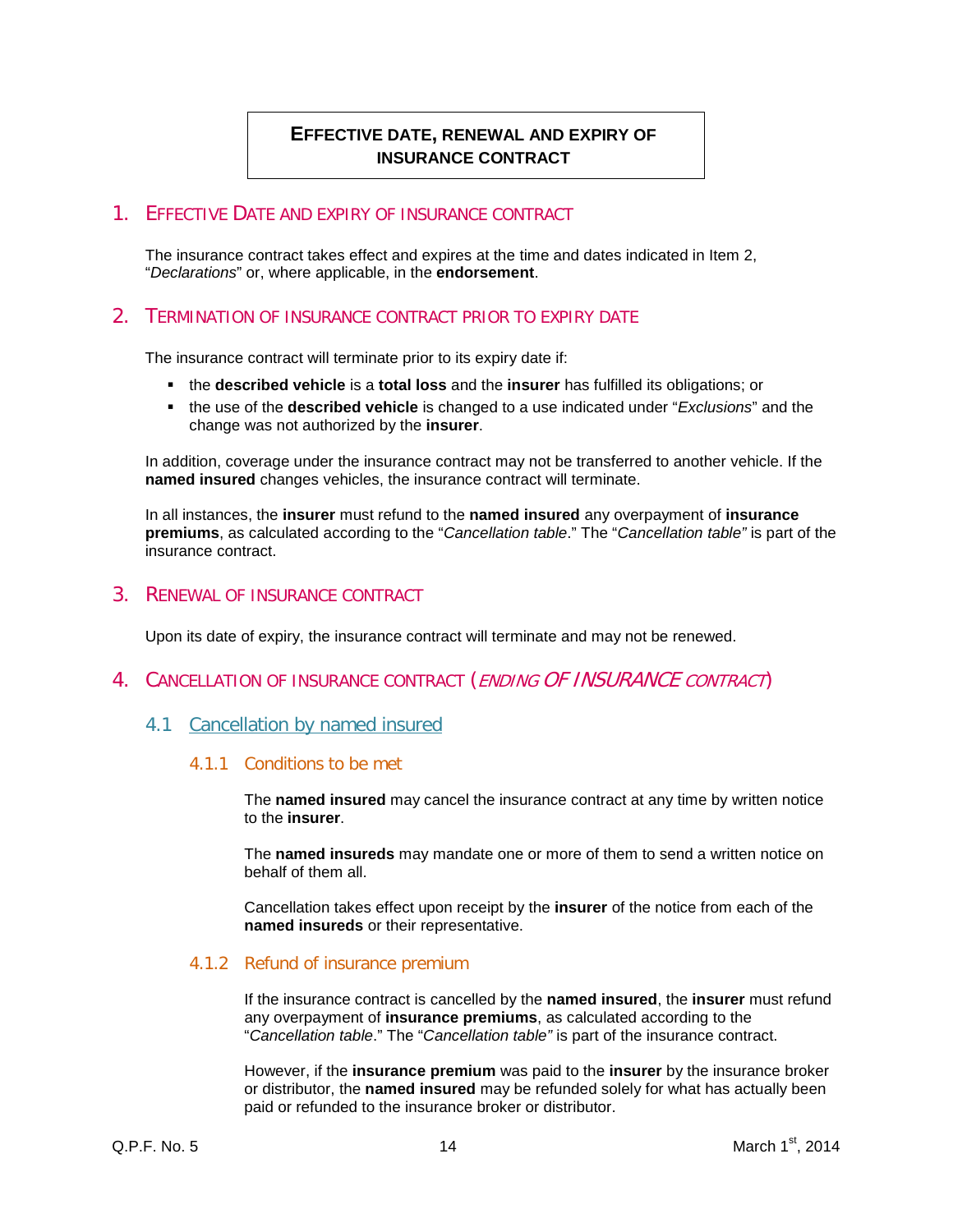# EFFECTIVE DATE, RENEWAL AND EXPIRY OF INSURANCE CONTRACT

## 1. EFFECTIVE DATE AND EXPIRY OF INSURANCE CONTRACT

The insurance contract takes effect and expires at the time and dates indicated in Item 2, "*Declarations*" or, where applicable, in the **endorsement**.

## 2. TERMINATION OF INSURANCE CONTRACT PRIOR TO EXPIRY DATE

The insurance contract will terminate prior to its expiry date if:

- the **described vehicle** is a **total loss** and the **insurer** has fulfilled its obligations; or
- the use of the **described vehicle** is changed to a use indicated under "*Exclusions*" and the change was not authorized by the **insurer**.

In addition, coverage under the insurance contract may not be transferred to another vehicle. If the **named insured** changes vehicles, the insurance contract will terminate.

In all instances, the **insurer** must refund to the **named insured** any overpayment of **insurance premiums**, as calculated according to the "*Cancellation table*." The "*Cancellation table"* is part of the insurance contract.

## 3. RENEWAL OF INSURANCE CONTRACT

Upon its date of expiry, the insurance contract will terminate and may not be renewed.

## 4. CANCELLATION OF INSURANCE CONTRACT (*ENDING OF INSURANCE CONTRACT*)

### 4.1 Cancellation by named insured

#### 4.1.1 Conditions to be met

The **named insured** may cancel the insurance contract at any time by written notice to the **insurer**.

The **named insureds** may mandate one or more of them to send a written notice on behalf of them all.

Cancellation takes effect upon receipt by the **insurer** of the notice from each of the **named insureds** or their representative.

#### 4.1.2 Refund of insurance premium

If the insurance contract is cancelled by the **named insured**, the **insurer** must refund any overpayment of **insurance premiums**, as calculated according to the "*Cancellation table*." The "*Cancellation table"* is part of the insurance contract.

However, if the **insurance premium** was paid to the **insurer** by the insurance broker or distributor, the **named insured** may be refunded solely for what has actually been paid or refunded to the insurance broker or distributor.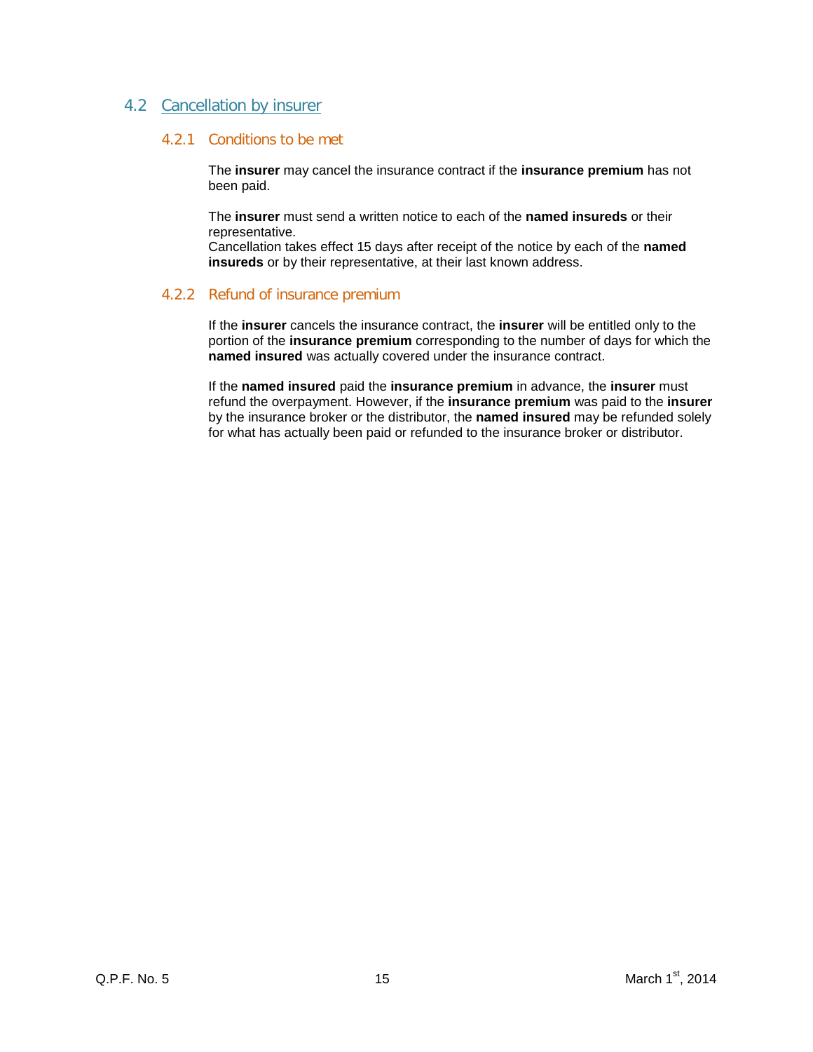## 4.2 Cancellation by insurer

### 4.2.1 Conditions to be met

The **insurer** may cancel the insurance contract if the **insurance premium** has not been paid.

The **insurer** must send a written notice to each of the **named insureds** or their representative.
Cancellation takes effect 15 days after receipt of the notice by each of the **named insureds** or by their representative, at their last known address.

### 4.2.2 Refund of insurance premium

If the **insurer** cancels the insurance contract, the **insurer** will be entitled only to the portion of the **insurance premium** corresponding to the number of days for which the **named insured** was actually covered under the insurance contract.

If the **named insured** paid the **insurance premium** in advance, the **insurer** must refund the overpayment. However, if the **insurance premium** was paid to the **insurer** by the insurance broker or the distributor, the **named insured** may be refunded solely for what has actually been paid or refunded to the insurance broker or distributor.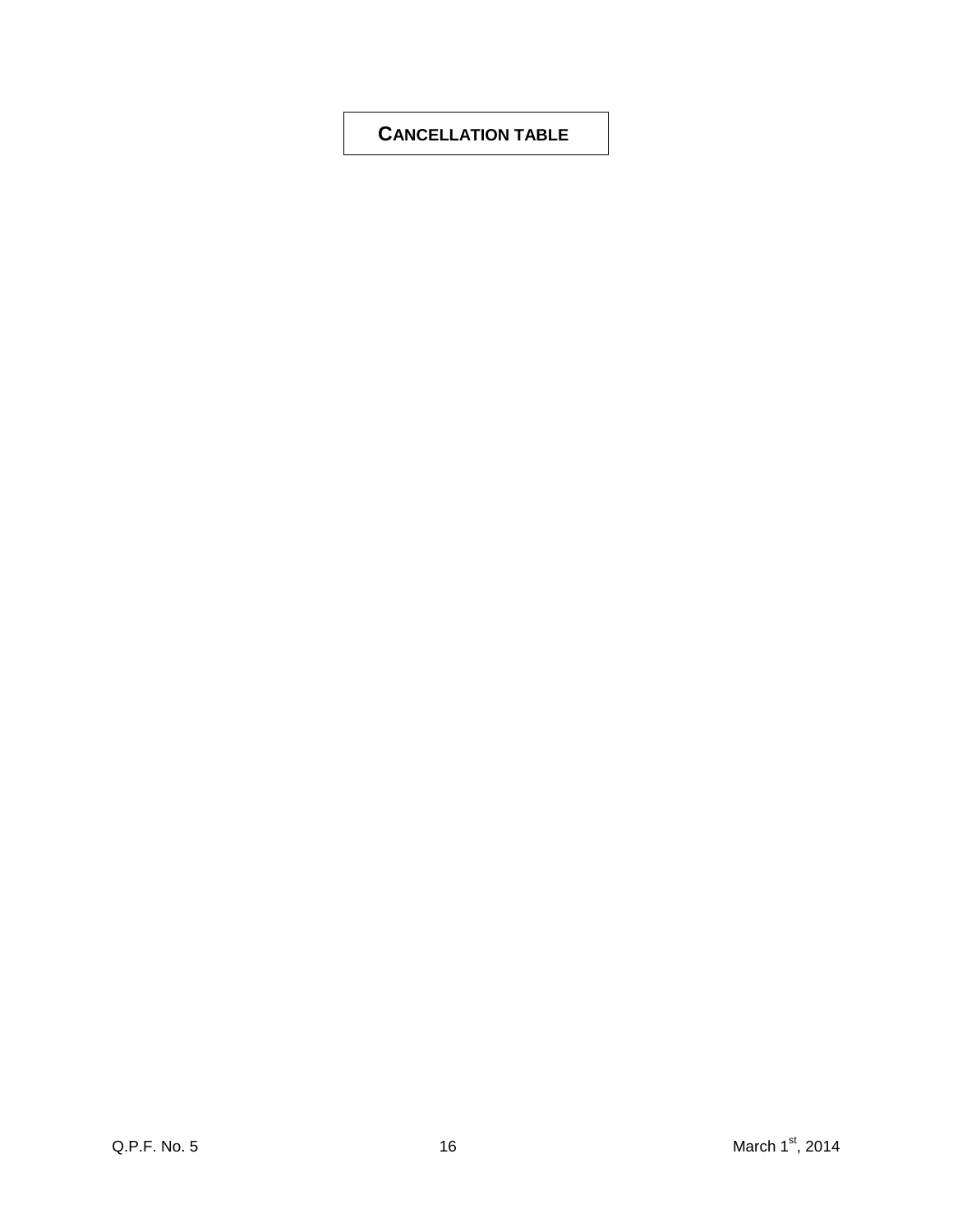# CANCELLATION TABLE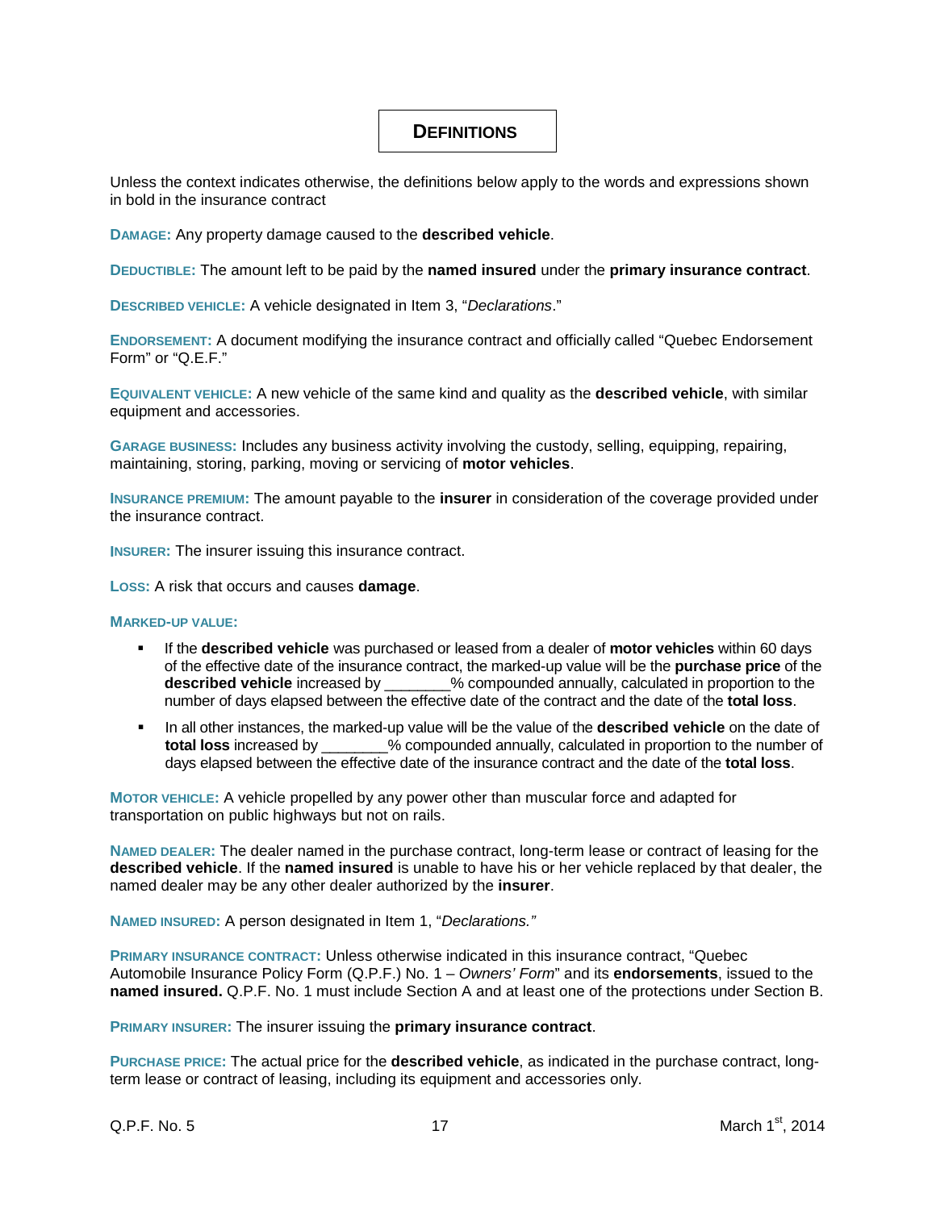# DEFINITIONS

Unless the context indicates otherwise, the definitions below apply to the words and expressions shown in bold in the insurance contract

**DAMAGE:** Any property damage caused to the **described vehicle**.

**DEDUCTIBLE:** The amount left to be paid by the **named insured** under the **primary insurance contract**.

**DESCRIBED VEHICLE:** A vehicle designated in Item 3, "*Declarations*."

**ENDORSEMENT:** A document modifying the insurance contract and officially called "Quebec Endorsement Form" or "Q.E.F."

**EQUIVALENT VEHICLE:** A new vehicle of the same kind and quality as the **described vehicle**, with similar equipment and accessories.

**GARAGE BUSINESS:** Includes any business activity involving the custody, selling, equipping, repairing, maintaining, storing, parking, moving or servicing of **motor vehicles**.

**INSURANCE PREMIUM:** The amount payable to the **insurer** in consideration of the coverage provided under the insurance contract.

**INSURER:** The insurer issuing this insurance contract.

**LOSS:** A risk that occurs and causes **damage**.

**MARKED-UP VALUE:**

- If the **described vehicle** was purchased or leased from a dealer of **motor vehicles** within 60 days of the effective date of the insurance contract, the marked-up value will be the **purchase price** of the **described vehicle** increased by ________% compounded annually, calculated in proportion to the number of days elapsed between the effective date of the contract and the date of the **total loss**.
- In all other instances, the marked-up value will be the value of the **described vehicle** on the date of **total loss** increased by ________% compounded annually, calculated in proportion to the number of days elapsed between the effective date of the insurance contract and the date of the **total loss**.

**MOTOR VEHICLE:** A vehicle propelled by any power other than muscular force and adapted for transportation on public highways but not on rails.

**NAMED DEALER:** The dealer named in the purchase contract, long-term lease or contract of leasing for the **described vehicle**. If the **named insured** is unable to have his or her vehicle replaced by that dealer, the named dealer may be any other dealer authorized by the **insurer**.

**NAMED INSURED:** A person designated in Item 1, "*Declarations."*

**PRIMARY INSURANCE CONTRACT:** Unless otherwise indicated in this insurance contract, "Quebec Automobile Insurance Policy Form (Q.P.F.) No. 1 – *Owners' Form*" and its **endorsements**, issued to the **named insured.** Q.P.F. No. 1 must include Section A and at least one of the protections under Section B.

**PRIMARY INSURER:** The insurer issuing the **primary insurance contract**.

**PURCHASE PRICE:** The actual price for the **described vehicle**, as indicated in the purchase contract, long-term lease or contract of leasing, including its equipment and accessories only.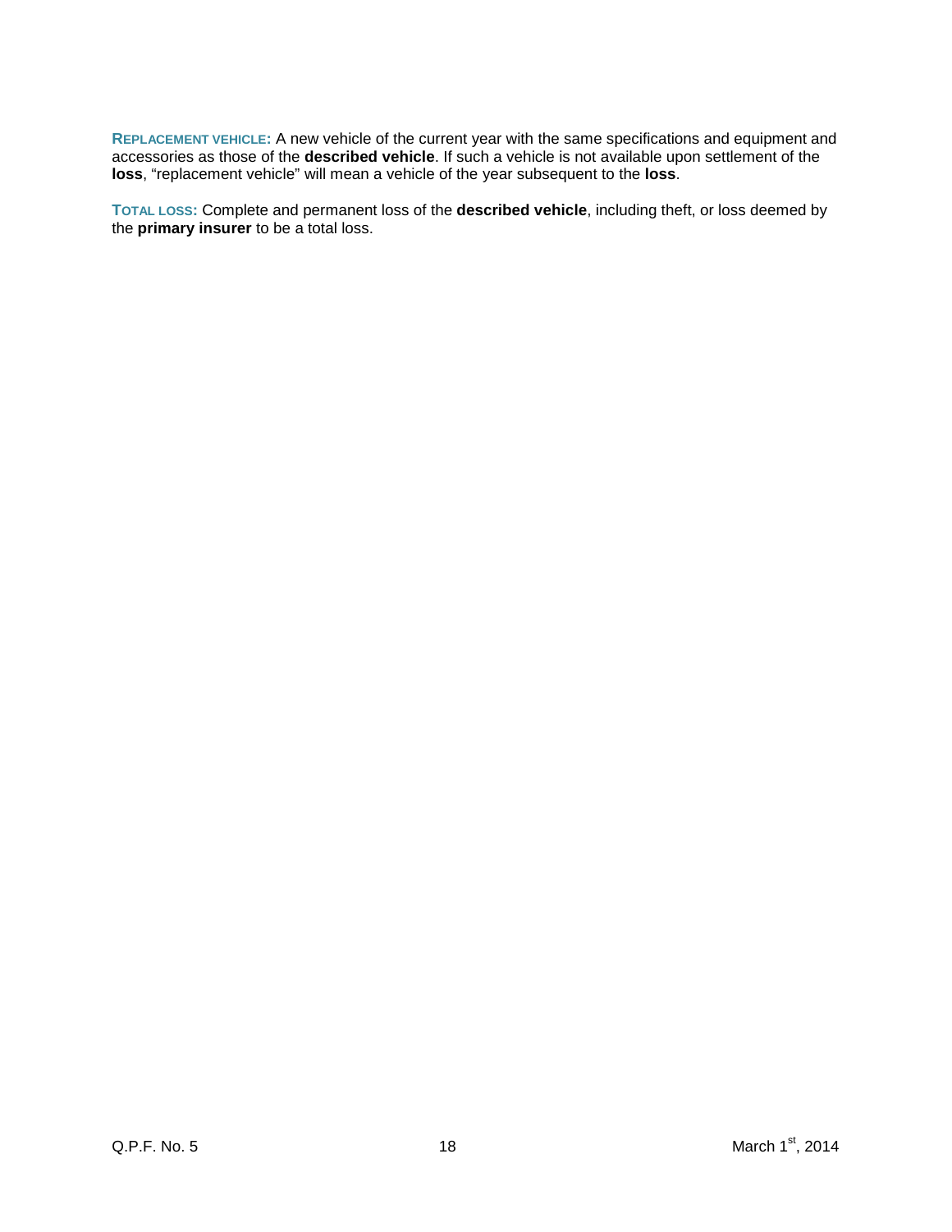**REPLACEMENT VEHICLE:** A new vehicle of the current year with the same specifications and equipment and accessories as those of the **described vehicle**. If such a vehicle is not available upon settlement of the **loss**, "replacement vehicle" will mean a vehicle of the year subsequent to the **loss**.

**TOTAL LOSS:** Complete and permanent loss of the **described vehicle**, including theft, or loss deemed by the **primary insurer** to be a total loss.